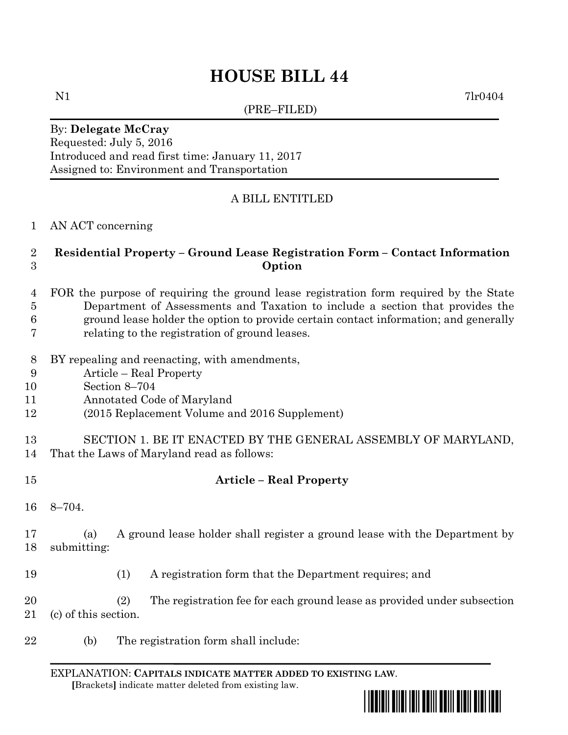# HOUSE BILL 44

N1 7lr0404

(PRE–FILED)

By: **Delegate McCray**
Requested: July 5, 2016
Introduced and read first time: January 11, 2017
Assigned to: Environment and Transportation

A BILL ENTITLED

AN ACT concerning

**Residential Property – Ground Lease Registration Form – Contact Information Option**

FOR the purpose of requiring the ground lease registration form required by the State Department of Assessments and Taxation to include a section that provides the ground lease holder the option to provide certain contact information; and generally relating to the registration of ground leases.

BY repealing and reenacting, with amendments,
Article – Real Property
Section 8–704
Annotated Code of Maryland
(2015 Replacement Volume and 2016 Supplement)

SECTION 1. BE IT ENACTED BY THE GENERAL ASSEMBLY OF MARYLAND, That the Laws of Maryland read as follows:

**Article – Real Property**

8–704.

(a) A ground lease holder shall register a ground lease with the Department by submitting:

(1) A registration form that the Department requires; and

(2) The registration fee for each ground lease as provided under subsection (c) of this section.

(b) The registration form shall include:

EXPLANATION: **CAPITALS INDICATE MATTER ADDED TO EXISTING LAW**.
[Brackets] indicate matter deleted from existing law.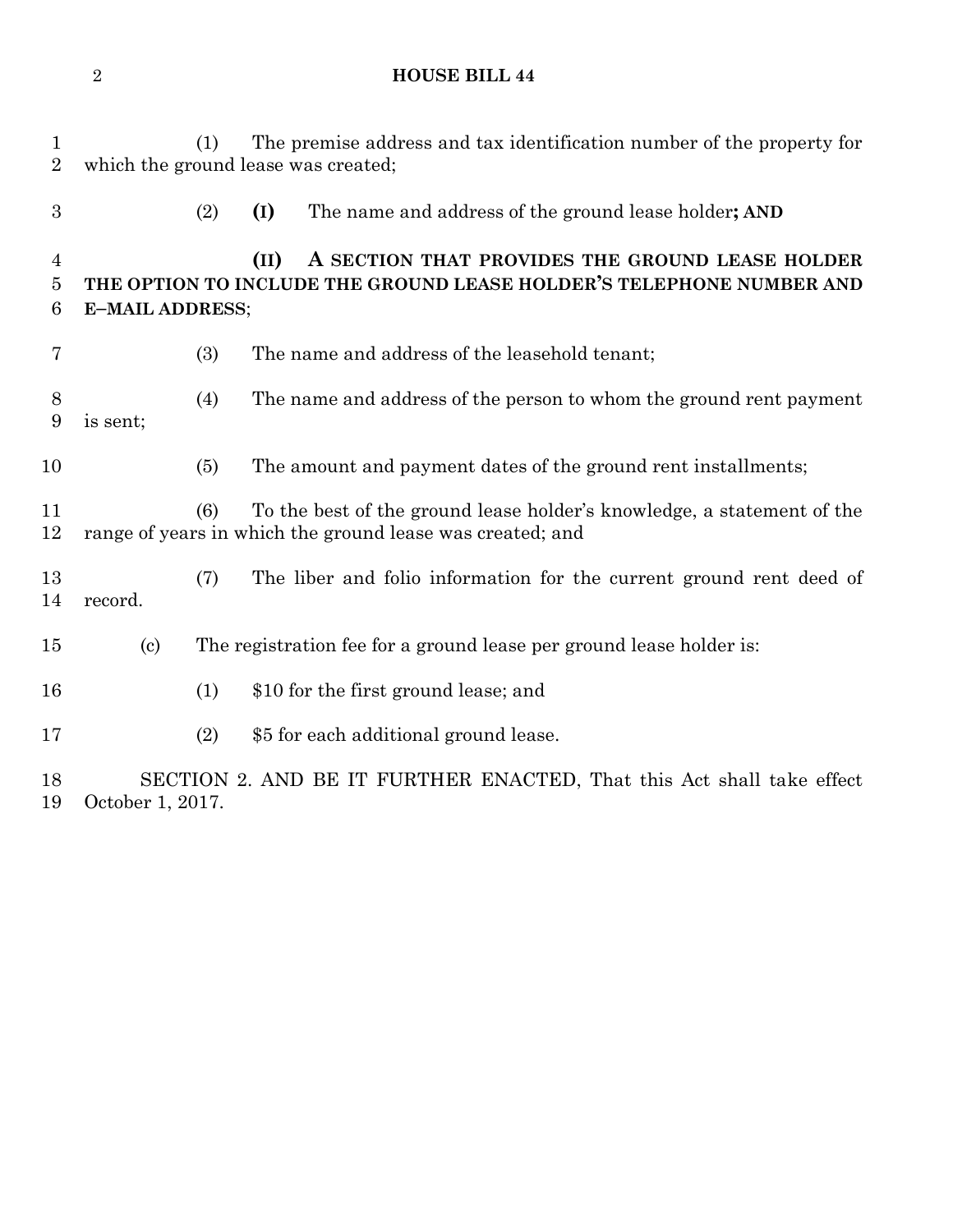(1) The premise address and tax identification number of the property for which the ground lease was created;

(2) **(I)** The name and address of the ground lease holder**; AND**

**(II) A SECTION THAT PROVIDES THE GROUND LEASE HOLDER THE OPTION TO INCLUDE THE GROUND LEASE HOLDER'S TELEPHONE NUMBER AND E–MAIL ADDRESS**;

(3) The name and address of the leasehold tenant;

(4) The name and address of the person to whom the ground rent payment is sent;

(5) The amount and payment dates of the ground rent installments;

(6) To the best of the ground lease holder's knowledge, a statement of the range of years in which the ground lease was created; and

(7) The liber and folio information for the current ground rent deed of record.

(c) The registration fee for a ground lease per ground lease holder is:

(1) $10 for the first ground lease; and

(2) $5 for each additional ground lease.

SECTION 2. AND BE IT FURTHER ENACTED, That this Act shall take effect October 1, 2017.